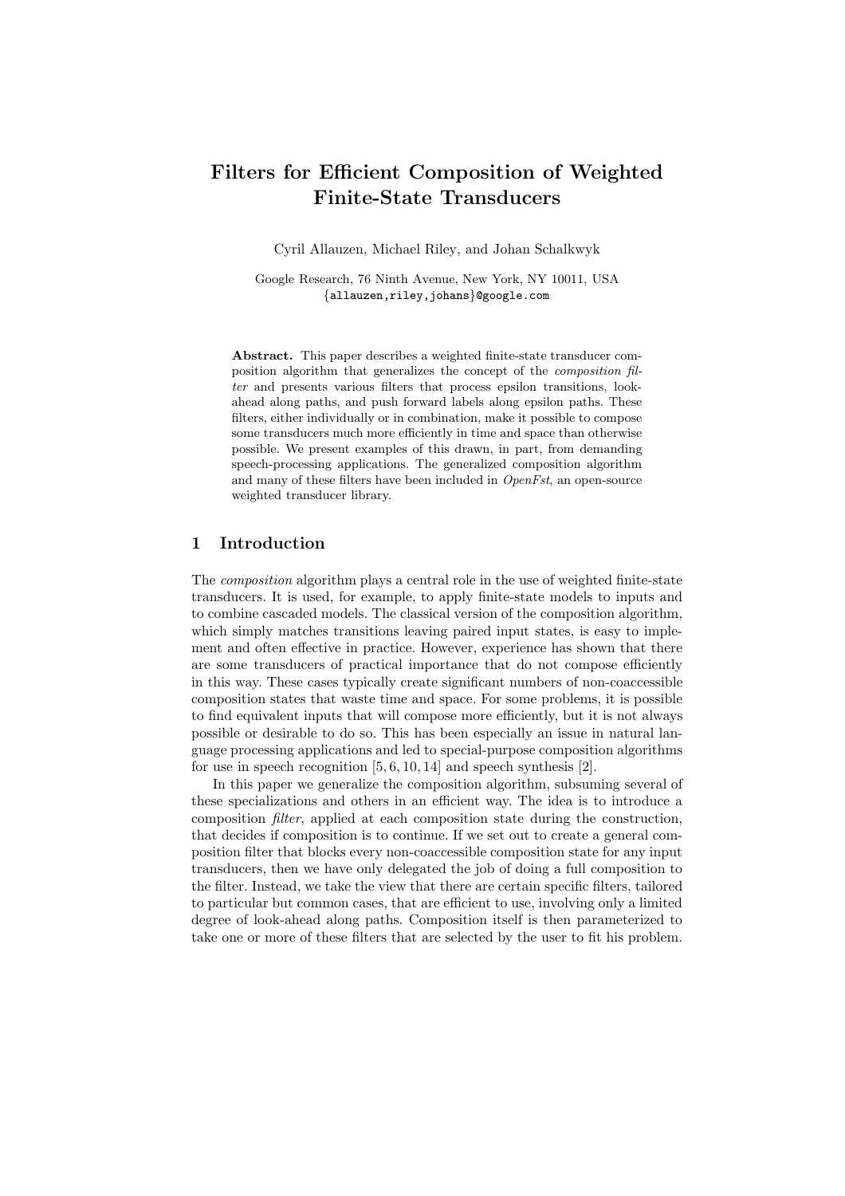# Filters for Efficient Composition of Weighted Finite-State Transducers

Cyril Allauzen, Michael Riley, and Johan Schalkwyk

Google Research, 76 Ninth Avenue, New York, NY 10011, USA
{allauzen,riley,johans}@google.com

**Abstract.** This paper describes a weighted finite-state transducer composition algorithm that generalizes the concept of the *composition filter* and presents various filters that process epsilon transitions, look-ahead along paths, and push forward labels along epsilon paths. These filters, either individually or in combination, make it possible to compose some transducers much more efficiently in time and space than otherwise possible. We present examples of this drawn, in part, from demanding speech-processing applications. The generalized composition algorithm and many of these filters have been included in *OpenFst*, an open-source weighted transducer library.

## 1 Introduction

The *composition* algorithm plays a central role in the use of weighted finite-state transducers. It is used, for example, to apply finite-state models to inputs and to combine cascaded models. The classical version of the composition algorithm, which simply matches transitions leaving paired input states, is easy to implement and often effective in practice. However, experience has shown that there are some transducers of practical importance that do not compose efficiently in this way. These cases typically create significant numbers of non-coaccessible composition states that waste time and space. For some problems, it is possible to find equivalent inputs that will compose more efficiently, but it is not always possible or desirable to do so. This has been especially an issue in natural language processing applications and led to special-purpose composition algorithms for use in speech recognition [5, 6, 10, 14] and speech synthesis [2].

In this paper we generalize the composition algorithm, subsuming several of these specializations and others in an efficient way. The idea is to introduce a composition *filter*, applied at each composition state during the construction, that decides if composition is to continue. If we set out to create a general composition filter that blocks every non-coaccessible composition state for any input transducers, then we have only delegated the job of doing a full composition to the filter. Instead, we take the view that there are certain specific filters, tailored to particular but common cases, that are efficient to use, involving only a limited degree of look-ahead along paths. Composition itself is then parameterized to take one or more of these filters that are selected by the user to fit his problem.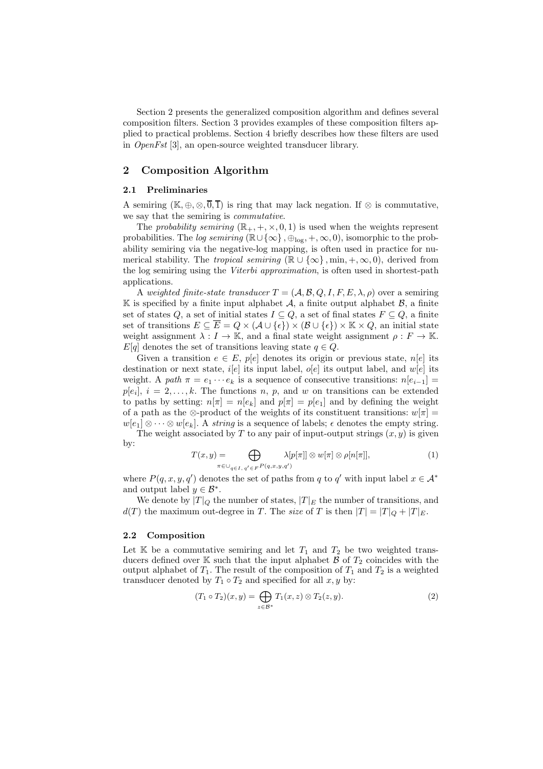Section 2 presents the generalized composition algorithm and defines several composition filters. Section 3 provides examples of these composition filters applied to practical problems. Section 4 briefly describes how these filters are used in *OpenFst* [3], an open-source weighted transducer library.

## 2 Composition Algorithm

### 2.1 Preliminaries

A semiring $(\mathbb{K}, \oplus, \otimes, \overline{0}, \overline{1})$ is ring that may lack negation. If $\otimes$ is commutative, we say that the semiring is *commutative*.

The *probability semiring* $(\mathbb{R}_+, +, \times, 0, 1)$ is used when the weights represent probabilities. The *log semiring* $(\mathbb{R} \cup \{\infty\}, \oplus_{\log}, +, \infty, 0)$, isomorphic to the probability semiring via the negative-log mapping, is often used in practice for numerical stability. The *tropical semiring* $(\mathbb{R} \cup \{\infty\}, \min, +, \infty, 0)$, derived from the log semiring using the *Viterbi approximation*, is often used in shortest-path applications.

A *weighted finite-state transducer* $T = (\mathcal{A}, \mathcal{B}, Q, I, F, E, \lambda, \rho)$ over a semiring $\mathbb{K}$ is specified by a finite input alphabet $\mathcal{A}$, a finite output alphabet $\mathcal{B}$, a finite set of states $Q$, a set of initial states $I \subseteq Q$, a set of final states $F \subseteq Q$, a finite set of transitions $E \subseteq \overline{E} = Q \times (\mathcal{A} \cup \{\epsilon\}) \times (\mathcal{B} \cup \{\epsilon\}) \times \mathbb{K} \times Q$, an initial state weight assignment $\lambda : I \to \mathbb{K}$, and a final state weight assignment $\rho : F \to \mathbb{K}$. $E[q]$ denotes the set of transitions leaving state $q \in Q$.

Given a transition $e \in E$, $p[e]$ denotes its origin or previous state, $n[e]$ its destination or next state, $i[e]$ its input label, $o[e]$ its output label, and $w[e]$ its weight. A *path* $\pi = e_1 \cdots e_k$ is a sequence of consecutive transitions: $n[e_{i-1}] = p[e_i]$, $i = 2, \ldots, k$. The functions $n$, $p$, and $w$ on transitions can be extended to paths by setting: $n[\pi] = n[e_k]$ and $p[\pi] = p[e_1]$ and by defining the weight of a path as the $\otimes$-product of the weights of its constituent transitions: $w[\pi] = w[e_1] \otimes \cdots \otimes w[e_k]$. A *string* is a sequence of labels; $\epsilon$ denotes the empty string.

The weight associated by $T$ to any pair of input-output strings $(x, y)$ is given by:

$$T(x, y) = \bigoplus_{\pi \in \cup_{q \in I,\, q' \in F} P(q,x,y,q')} \lambda[p[\pi]] \otimes w[\pi] \otimes \rho[n[\pi]], \tag{1}$$

where $P(q, x, y, q')$ denotes the set of paths from $q$ to $q'$ with input label $x \in \mathcal{A}^*$ and output label $y \in \mathcal{B}^*$.

We denote by $|T|_Q$ the number of states, $|T|_E$ the number of transitions, and $d(T)$ the maximum out-degree in $T$. The *size* of $T$ is then $|T| = |T|_Q + |T|_E$.

### 2.2 Composition

Let $\mathbb{K}$ be a commutative semiring and let $T_1$ and $T_2$ be two weighted transducers defined over $\mathbb{K}$ such that the input alphabet $\mathcal{B}$ of $T_2$ coincides with the output alphabet of $T_1$. The result of the composition of $T_1$ and $T_2$ is a weighted transducer denoted by $T_1 \circ T_2$ and specified for all $x, y$ by:

$$(T_1 \circ T_2)(x, y) = \bigoplus_{z \in \mathcal{B}^*} T_1(x, z) \otimes T_2(z, y). \tag{2}$$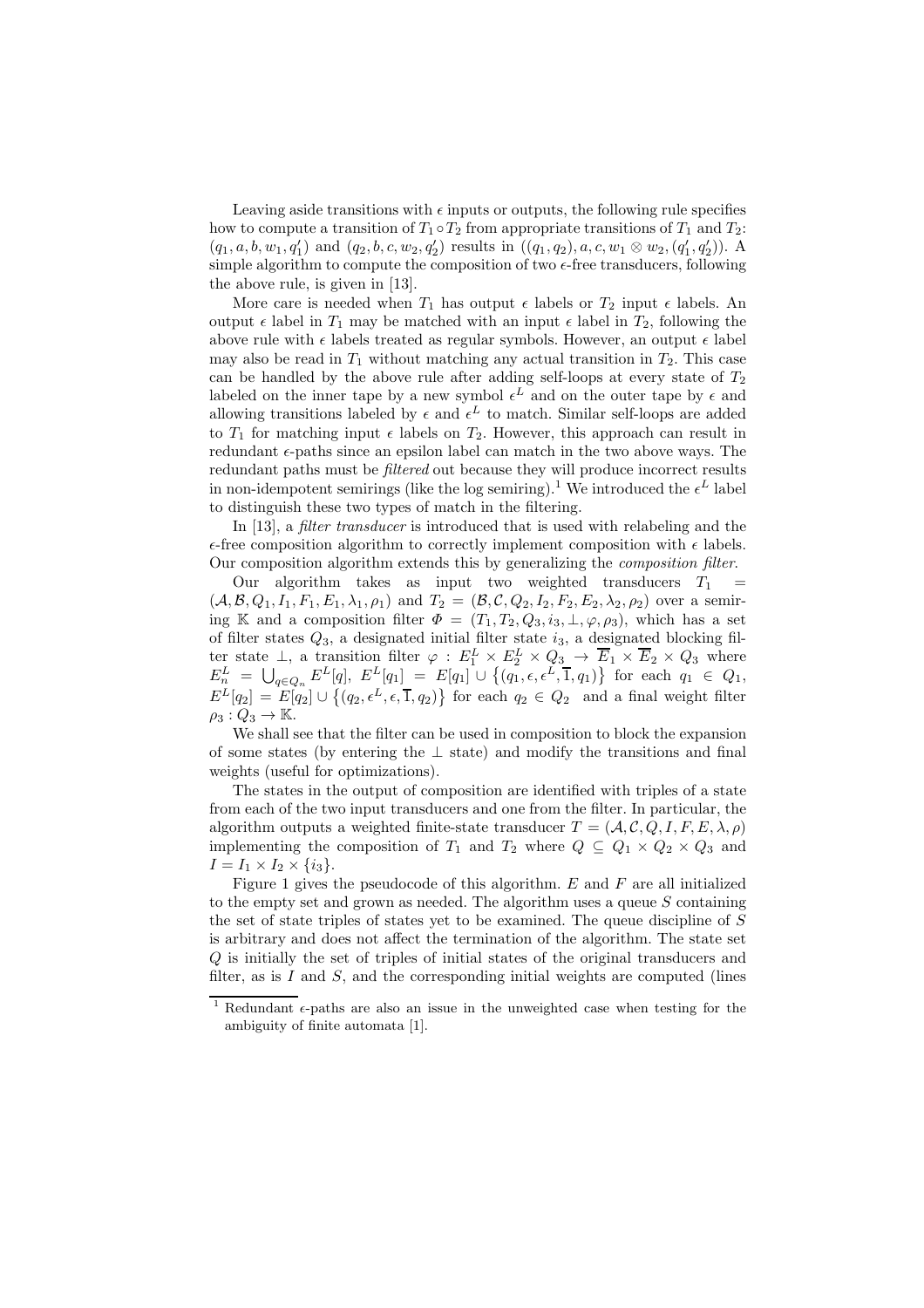Leaving aside transitions with $\epsilon$ inputs or outputs, the following rule specifies how to compute a transition of $T_1 \circ T_2$ from appropriate transitions of $T_1$ and $T_2$: $(q_1, a, b, w_1, q_1')$ and $(q_2, b, c, w_2, q_2')$ results in $((q_1, q_2), a, c, w_1 \otimes w_2, (q_1', q_2'))$. A simple algorithm to compute the composition of two $\epsilon$-free transducers, following the above rule, is given in [13].

More care is needed when $T_1$ has output $\epsilon$ labels or $T_2$ input $\epsilon$ labels. An output $\epsilon$ label in $T_1$ may be matched with an input $\epsilon$ label in $T_2$, following the above rule with $\epsilon$ labels treated as regular symbols. However, an output $\epsilon$ label may also be read in $T_1$ without matching any actual transition in $T_2$. This case can be handled by the above rule after adding self-loops at every state of $T_2$ labeled on the inner tape by a new symbol $\epsilon^L$ and on the outer tape by $\epsilon$ and allowing transitions labeled by $\epsilon$ and $\epsilon^L$ to match. Similar self-loops are added to $T_1$ for matching input $\epsilon$ labels on $T_2$. However, this approach can result in redundant $\epsilon$-paths since an epsilon label can match in the two above ways. The redundant paths must be *filtered* out because they will produce incorrect results in non-idempotent semirings (like the log semiring).[1] We introduced the $\epsilon^L$ label to distinguish these two types of match in the filtering.

In [13], a *filter transducer* is introduced that is used with relabeling and the $\epsilon$-free composition algorithm to correctly implement composition with $\epsilon$ labels. Our composition algorithm extends this by generalizing the *composition filter*.

Our algorithm takes as input two weighted transducers $T_1 = (\mathcal{A}, \mathcal{B}, Q_1, I_1, F_1, E_1, \lambda_1, \rho_1)$ and $T_2 = (\mathcal{B}, \mathcal{C}, Q_2, I_2, F_2, E_2, \lambda_2, \rho_2)$ over a semiring $\mathbb{K}$ and a composition filter $\Phi = (T_1, T_2, Q_3, i_3, \perp, \varphi, \rho_3)$, which has a set of filter states $Q_3$, a designated initial filter state $i_3$, a designated blocking filter state $\perp$, a transition filter $\varphi : E_1^L \times E_2^L \times Q_3 \to \overline{E}_1 \times \overline{E}_2 \times Q_3$ where $E_n^L = \bigcup_{q \in Q_n} E^L[q]$, $E^L[q_1] = E[q_1] \cup \{(q_1, \epsilon, \epsilon^L, \overline{1}, q_1)\}$ for each $q_1 \in Q_1$, $E^L[q_2] = E[q_2] \cup \{(q_2, \epsilon^L, \epsilon, \overline{1}, q_2)\}$ for each $q_2 \in Q_2$ and a final weight filter $\rho_3 : Q_3 \to \mathbb{K}$.

We shall see that the filter can be used in composition to block the expansion of some states (by entering the $\perp$ state) and modify the transitions and final weights (useful for optimizations).

The states in the output of composition are identified with triples of a state from each of the two input transducers and one from the filter. In particular, the algorithm outputs a weighted finite-state transducer $T = (\mathcal{A}, \mathcal{C}, Q, I, F, E, \lambda, \rho)$ implementing the composition of $T_1$ and $T_2$ where $Q \subseteq Q_1 \times Q_2 \times Q_3$ and $I = I_1 \times I_2 \times \{i_3\}$.

Figure 1 gives the pseudocode of this algorithm. $E$ and $F$ are all initialized to the empty set and grown as needed. The algorithm uses a queue $S$ containing the set of state triples of states yet to be examined. The queue discipline of $S$ is arbitrary and does not affect the termination of the algorithm. The state set $Q$ is initially the set of triples of initial states of the original transducers and filter, as is $I$ and $S$, and the corresponding initial weights are computed (lines

[1] Redundant $\epsilon$-paths are also an issue in the unweighted case when testing for the ambiguity of finite automata [1].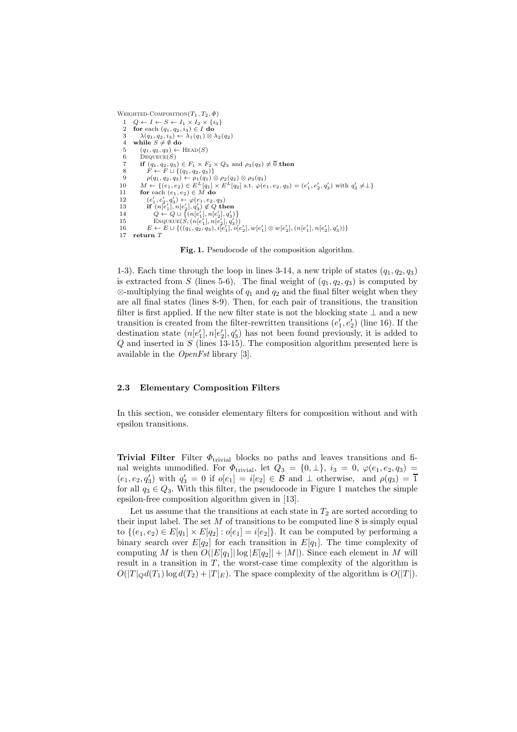```
Weighted-Composition(T_1, T_2, Φ)
 1  Q ← I ← S ← I_1 × I_2 × {i_3}
 2  for each (q_1, q_2, i_3) ∈ I do
 3      λ(q_1, q_2, i_3) ← λ_1(q_1) ⊗ λ_2(q_2)
 4  while S ≠ ∅ do
 5      (q_1, q_2, q_3) ← Head(S)
 6      Dequeue(S)
 7      if (q_1, q_2, q_3) ∈ F_1 × F_2 × Q_3 and ρ_3(q_3) ≠ 0̄ then
 8          F ← F ∪ {(q_1, q_2, q_3)}
 9          ρ(q_1, q_2, q_3) ← ρ_1(q_1) ⊗ ρ_2(q_2) ⊗ ρ_3(q_3)
10      M ← {(e_1, e_2) ∈ E^L[q_1] × E^L[q_2] s.t. φ(e_1, e_2, q_3) = (e'_1, e'_2, q'_3) with q'_3 ≠⊥}
11      for each (e_1, e_2) ∈ M do
12          (e'_1, e'_2, q'_3) ← φ(e_1, e_2, q_3)
13          if (n[e'_1], n[e'_2], q'_3) ∉ Q then
14              Q ← Q ∪ {(n[e'_1], n[e'_2], q'_3)}
15              Enqueue(S, (n[e'_1], n[e'_2], q'_3))
16          E ← E ∪ {((q_1, q_2, q_3), i[e'_1], o[e'_2], w[e'_1] ⊗ w[e'_2], (n[e'_1], n[e'_2], q'_3))}
17  return T
```

**Fig. 1.** Pseudocode of the composition algorithm.

1-3). Each time through the loop in lines 3-14, a new triple of states $(q_1, q_2, q_3)$ is extracted from $S$ (lines 5-6). The final weight of $(q_1, q_2, q_3)$ is computed by $\otimes$-multiplying the final weights of $q_1$ and $q_2$ and the final filter weight when they are all final states (lines 8-9). Then, for each pair of transitions, the transition filter is first applied. If the new filter state is not the blocking state $\perp$ and a new transition is created from the filter-rewritten transitions $(e'_1, e'_2)$ (line 16). If the destination state $(n[e'_1], n[e'_2], q'_3)$ has not been found previously, it is added to $Q$ and inserted in $S$ (lines 13-15). The composition algorithm presented here is available in the *OpenFst* library [3].

### 2.3 Elementary Composition Filters

In this section, we consider elementary filters for composition without and with epsilon transitions.

**Trivial Filter** Filter $\Phi_{\text{trivial}}$ blocks no paths and leaves transitions and final weights unmodified. For $\Phi_{\text{trivial}}$, let $Q_3 = \{0, \perp\}$, $i_3 = 0$, $\varphi(e_1, e_2, q_3) = (e_1, e_2, q'_3)$ with $q'_3 = 0$ if $o[e_1] = i[e_2] \in \mathcal{B}$ and $\perp$ otherwise, and $\rho(q_3) = \overline{1}$ for all $q_3 \in Q_3$. With this filter, the pseudocode in Figure 1 matches the simple epsilon-free composition algorithm given in [13].

Let us assume that the transitions at each state in $T_2$ are sorted according to their input label. The set $M$ of transitions to be computed line 8 is simply equal to $\{(e_1, e_2) \in E[q_1] \times E[q_2] : o[e_1] = i[e_2]\}$. It can be computed by performing a binary search over $E[q_2]$ for each transition in $E[q_1]$. The time complexity of computing $M$ is then $O(|E[q_1]| \log |E[q_2]| + |M|)$. Since each element in $M$ will result in a transition in $T$, the worst-case time complexity of the algorithm is $O(|T|_Q d(T_1) \log d(T_2) + |T|_E)$. The space complexity of the algorithm is $O(|T|)$.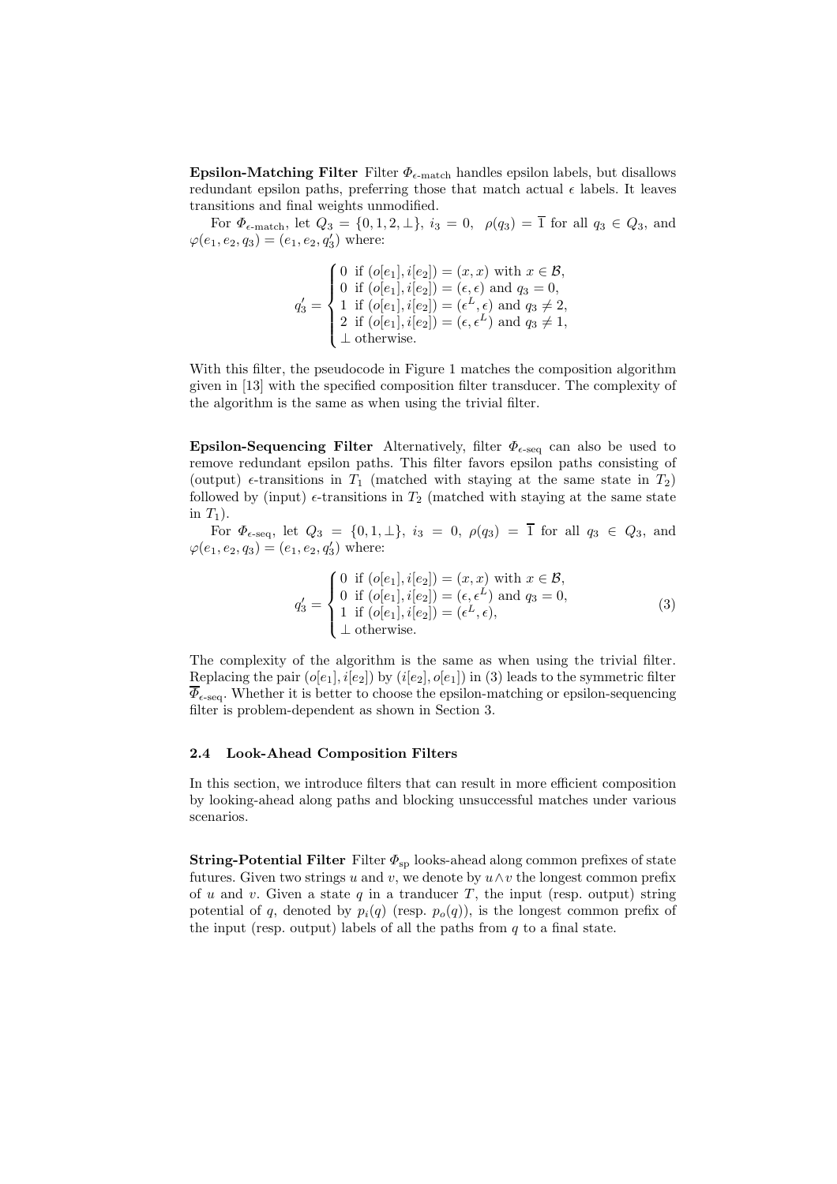**Epsilon-Matching Filter** Filter $\Phi_{\epsilon\text{-match}}$ handles epsilon labels, but disallows redundant epsilon paths, preferring those that match actual $\epsilon$ labels. It leaves transitions and final weights unmodified.

For $\Phi_{\epsilon\text{-match}}$, let $Q_3 = \{0, 1, 2, \perp\}$, $i_3 = 0$, $\rho(q_3) = \overline{1}$ for all $q_3 \in Q_3$, and $\varphi(e_1, e_2, q_3) = (e_1, e_2, q'_3)$ where:

$$q'_3 = \begin{cases} 0 \text{ if } (o[e_1], i[e_2]) = (x, x) \text{ with } x \in \mathcal{B}, \\ 0 \text{ if } (o[e_1], i[e_2]) = (\epsilon, \epsilon) \text{ and } q_3 = 0, \\ 1 \text{ if } (o[e_1], i[e_2]) = (\epsilon^L, \epsilon) \text{ and } q_3 \neq 2, \\ 2 \text{ if } (o[e_1], i[e_2]) = (\epsilon, \epsilon^L) \text{ and } q_3 \neq 1, \\ \perp \text{ otherwise.} \end{cases}$$

With this filter, the pseudocode in Figure 1 matches the composition algorithm given in [13] with the specified composition filter transducer. The complexity of the algorithm is the same as when using the trivial filter.

**Epsilon-Sequencing Filter** Alternatively, filter $\Phi_{\epsilon\text{-seq}}$ can also be used to remove redundant epsilon paths. This filter favors epsilon paths consisting of (output) $\epsilon$-transitions in $T_1$ (matched with staying at the same state in $T_2$) followed by (input) $\epsilon$-transitions in $T_2$ (matched with staying at the same state in $T_1$).

For $\Phi_{\epsilon\text{-seq}}$, let $Q_3 = \{0, 1, \perp\}$, $i_3 = 0$, $\rho(q_3) = \overline{1}$ for all $q_3 \in Q_3$, and $\varphi(e_1, e_2, q_3) = (e_1, e_2, q'_3)$ where:

$$q'_3 = \begin{cases} 0 \text{ if } (o[e_1], i[e_2]) = (x, x) \text{ with } x \in \mathcal{B}, \\ 0 \text{ if } (o[e_1], i[e_2]) = (\epsilon, \epsilon^L) \text{ and } q_3 = 0, \\ 1 \text{ if } (o[e_1], i[e_2]) = (\epsilon^L, \epsilon), \\ \perp \text{ otherwise.} \end{cases} \tag{3}$$

The complexity of the algorithm is the same as when using the trivial filter. Replacing the pair $(o[e_1], i[e_2])$ by $(i[e_2], o[e_1])$ in (3) leads to the symmetric filter $\overline{\Phi}_{\epsilon\text{-seq}}$. Whether it is better to choose the epsilon-matching or epsilon-sequencing filter is problem-dependent as shown in Section 3.

### 2.4 Look-Ahead Composition Filters

In this section, we introduce filters that can result in more efficient composition by looking-ahead along paths and blocking unsuccessful matches under various scenarios.

**String-Potential Filter** Filter $\Phi_{\text{sp}}$ looks-ahead along common prefixes of state futures. Given two strings $u$ and $v$, we denote by $u \wedge v$ the longest common prefix of $u$ and $v$. Given a state $q$ in a tranducer $T$, the input (resp. output) string potential of $q$, denoted by $p_i(q)$ (resp. $p_o(q)$), is the longest common prefix of the input (resp. output) labels of all the paths from $q$ to a final state.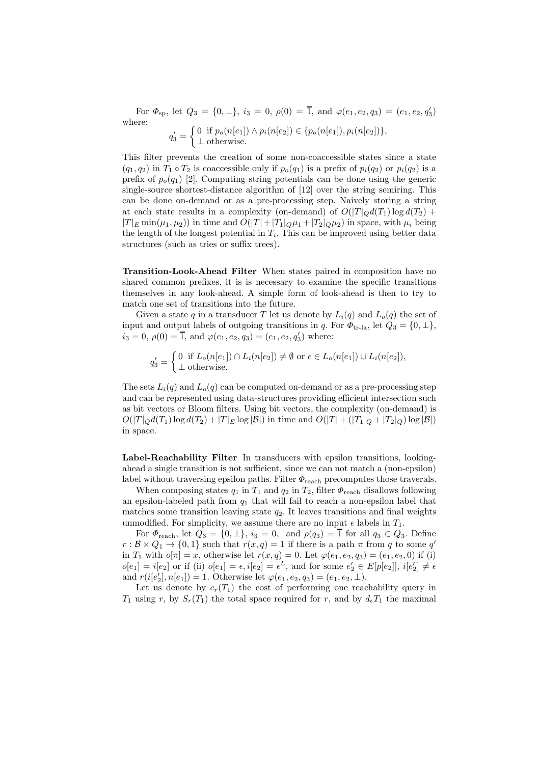For $\Phi_{\rm sp}$, let $Q_3 = \{0, \bot\}$, $i_3 = 0$, $\rho(0) = \overline{1}$, and $\varphi(e_1, e_2, q_3) = (e_1, e_2, q_3')$ where:

$$q_3' = \begin{cases} 0 & \text{if } p_o(n[e_1]) \wedge p_i(n[e_2]) \in \{p_o(n[e_1]), p_i(n[e_2])\}, \\ \bot & \text{otherwise.} \end{cases}$$

This filter prevents the creation of some non-coaccessible states since a state $(q_1, q_2)$ in $T_1 \circ T_2$ is coaccessible only if $p_o(q_1)$ is a prefix of $p_i(q_2)$ or $p_i(q_2)$ is a prefix of $p_o(q_1)$ [2]. Computing string potentials can be done using the generic single-source shortest-distance algorithm of [12] over the string semiring. This can be done on-demand or as a pre-processing step. Naively storing a string at each state results in a complexity (on-demand) of $O(|T|_Q d(T_1) \log d(T_2) + |T|_E \min(\mu_1, \mu_2))$ in time and $O(|T| + |T_1|_Q \mu_1 + |T_2|_Q \mu_2)$ in space, with $\mu_i$ being the length of the longest potential in $T_i$. This can be improved using better data structures (such as tries or suffix trees).

**Transition-Look-Ahead Filter** When states paired in composition have no shared common prefixes, it is is necessary to examine the specific transitions themselves in any look-ahead. A simple form of look-ahead is then to try to match one set of transitions into the future.

Given a state $q$ in a transducer $T$ let us denote by $L_i(q)$ and $L_o(q)$ the set of input and output labels of outgoing transitions in $q$. For $\Phi_{\text{tr-la}}$, let $Q_3 = \{0, \bot\}$, $i_3 = 0$, $\rho(0) = \overline{1}$, and $\varphi(e_1, e_2, q_3) = (e_1, e_2, q_3')$ where:

$$q_3' = \begin{cases} 0 & \text{if } L_o(n[e_1]) \cap L_i(n[e_2]) \neq \emptyset \text{ or } \epsilon \in L_o(n[e_1]) \cup L_i(n[e_2]), \\ \bot & \text{otherwise.} \end{cases}$$

The sets $L_i(q)$ and $L_o(q)$ can be computed on-demand or as a pre-processing step and can be represented using data-structures providing efficient intersection such as bit vectors or Bloom filters. Using bit vectors, the complexity (on-demand) is $O(|T|_Q d(T_1) \log d(T_2) + |T|_E \log |\mathcal{B}|)$ in time and $O(|T| + (|T_1|_Q + |T_2|_Q) \log |\mathcal{B}|)$ in space.

**Label-Reachability Filter** In transducers with epsilon transitions, looking-ahead a single transition is not sufficient, since we can not match a (non-epsilon) label without traversing epsilon paths. Filter $\Phi_{\text{reach}}$ precomputes those traverals.

When composing states $q_1$ in $T_1$ and $q_2$ in $T_2$, filter $\Phi_{\text{reach}}$ disallows following an epsilon-labeled path from $q_1$ that will fail to reach a non-epsilon label that matches some transition leaving state $q_2$. It leaves transitions and final weights unmodified. For simplicity, we assume there are no input $\epsilon$ labels in $T_1$.

For $\Phi_{\text{reach}}$, let $Q_3 = \{0, \bot\}$, $i_3 = 0$, and $\rho(q_3) = \overline{1}$ for all $q_3 \in Q_3$. Define $r : \mathcal{B} \times Q_1 \to \{0, 1\}$ such that $r(x, q) = 1$ if there is a path $\pi$ from $q$ to some $q'$ in $T_1$ with $o[\pi] = x$, otherwise let $r(x, q) = 0$. Let $\varphi(e_1, e_2, q_3) = (e_1, e_2, 0)$ if (i) $o[e_1] = i[e_2]$ or if (ii) $o[e_1] = \epsilon, i[e_2] = \epsilon^L$, and for some $e_2' \in E[p[e_2]]$, $i[e_2'] \neq \epsilon$ and $r(i[e_2'], n[e_1]) = 1$. Otherwise let $\varphi(e_1, e_2, q_3) = (e_1, e_2, \bot)$.

Let us denote by $c_r(T_1)$ the cost of performing one reachability query in $T_1$ using $r$, by $S_r(T_1)$ the total space required for $r$, and by $d_\epsilon T_1$ the maximal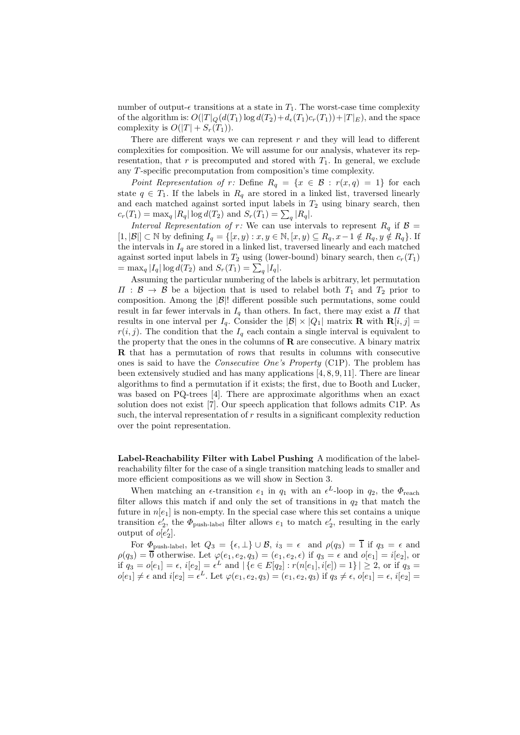number of output-$\epsilon$ transitions at a state in $T_1$. The worst-case time complexity of the algorithm is: $O(|T|_Q(d(T_1)\log d(T_2)+d_\epsilon(T_1)c_r(T_1))+|T|_E)$, and the space complexity is $O(|T|+S_r(T_1))$.

There are different ways we can represent $r$ and they will lead to different complexities for composition. We will assume for our analysis, whatever its representation, that $r$ is precomputed and stored with $T_1$. In general, we exclude any $T$-specific precomputation from composition's time complexity.

*Point Representation of r:* Define $R_q = \{x \in \mathcal{B} : r(x,q) = 1\}$ for each state $q \in T_1$. If the labels in $R_q$ are stored in a linked list, traversed linearly and each matched against sorted input labels in $T_2$ using binary search, then $c_r(T_1) = \max_q |R_q| \log d(T_2)$ and $S_r(T_1) = \sum_q |R_q|$.

*Interval Representation of r:* We can use intervals to represent $R_q$ if $\mathcal{B} = [1, |\mathcal{B}|] \subset \mathbb{N}$ by defining $I_q = \{[x,y) : x,y \in \mathbb{N}, [x,y) \subseteq R_q, x-1 \notin R_q, y \notin R_q\}$. If the intervals in $I_q$ are stored in a linked list, traversed linearly and each matched against sorted input labels in $T_2$ using (lower-bound) binary search, then $c_r(T_1) = \max_q |I_q| \log d(T_2)$ and $S_r(T_1) = \sum_q |I_q|$.

Assuming the particular numbering of the labels is arbitrary, let permutation $\Pi : \mathcal{B} \to \mathcal{B}$ be a bijection that is used to relabel both $T_1$ and $T_2$ prior to composition. Among the $|\mathcal{B}|!$ different possible such permutations, some could result in far fewer intervals in $I_q$ than others. In fact, there may exist a $\Pi$ that results in one interval per $I_q$. Consider the $|\mathcal{B}| \times |Q_1|$ matrix $\mathbf{R}$ with $\mathbf{R}[i,j] = r(i,j)$. The condition that the $I_q$ each contain a single interval is equivalent to the property that the ones in the columns of $\mathbf{R}$ are consecutive. A binary matrix $\mathbf{R}$ that has a permutation of rows that results in columns with consecutive ones is said to have the *Consecutive One's Property* (C1P). The problem has been extensively studied and has many applications [4, 8, 9, 11]. There are linear algorithms to find a permutation if it exists; the first, due to Booth and Lucker, was based on PQ-trees [4]. There are approximate algorithms when an exact solution does not exist [7]. Our speech application that follows admits C1P. As such, the interval representation of $r$ results in a significant complexity reduction over the point representation.

**Label-Reachability Filter with Label Pushing** A modification of the label-reachability filter for the case of a single transition matching leads to smaller and more efficient compositions as we will show in Section 3.

When matching an $\epsilon$-transition $e_1$ in $q_1$ with an $\epsilon^L$-loop in $q_2$, the $\Phi_{\text{reach}}$ filter allows this match if and only the set of transitions in $q_2$ that match the future in $n[e_1]$ is non-empty. In the special case where this set contains a unique transition $e_2'$, the $\Phi_{\text{push-label}}$ filter allows $e_1$ to match $e_2'$, resulting in the early output of $o[e_2']$.

For $\Phi_{\text{push-label}}$, let $Q_3 = \{\epsilon, \bot\} \cup \mathcal{B}$, $i_3 = \epsilon$ and $\rho(q_3) = \overline{1}$ if $q_3 = \epsilon$ and $\rho(q_3) = \overline{0}$ otherwise. Let $\varphi(e_1, e_2, q_3) = (e_1, e_2, \epsilon)$ if $q_3 = \epsilon$ and $o[e_1] = i[e_2]$, or if $q_3 = o[e_1] = \epsilon$, $i[e_2] = \epsilon^L$ and $|\{e \in E[q_2] : r(n[e_1], i[e]) = 1\}| \geq 2$, or if $q_3 = o[e_1] \neq \epsilon$ and $i[e_2] = \epsilon^L$. Let $\varphi(e_1, e_2, q_3) = (e_1, e_2, q_3)$ if $q_3 \neq \epsilon$, $o[e_1] = \epsilon$, $i[e_2] =$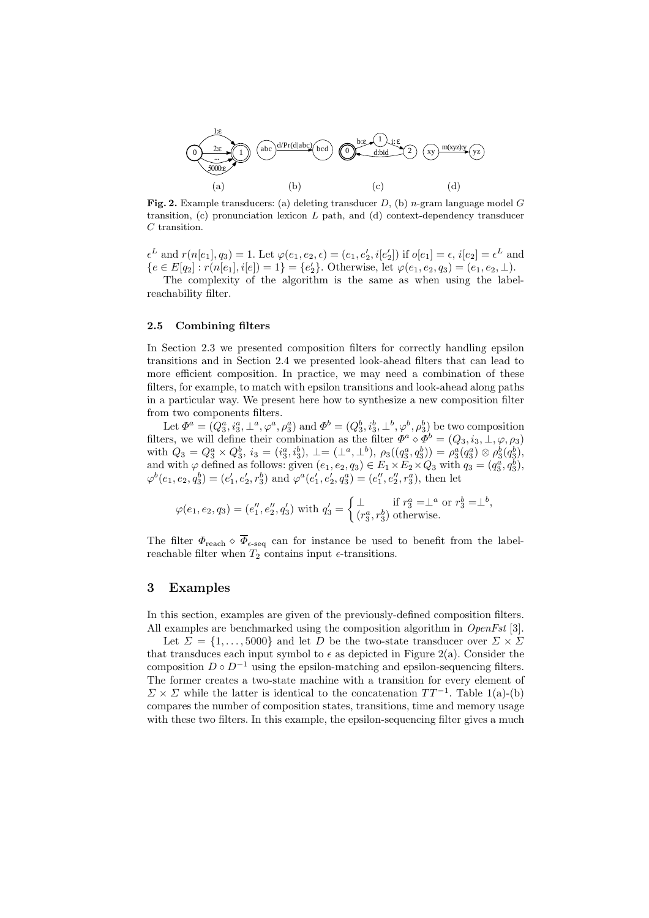**Fig. 2.** Example transducers: (a) deleting transducer $D$, (b) $n$-gram language model $G$ transition, (c) pronunciation lexicon $L$ path, and (d) context-dependency transducer $C$ transition.

$\epsilon^L$ and $r(n[e_1], q_3) = 1$. Let $\varphi(e_1, e_2, \epsilon) = (e_1, e'_2, i[e'_2])$ if $o[e_1] = \epsilon$, $i[e_2] = \epsilon^L$ and $\{e \in E[q_2] : r(n[e_1], i[e]) = 1\} = \{e'_2\}$. Otherwise, let $\varphi(e_1, e_2, q_3) = (e_1, e_2, \perp)$.

The complexity of the algorithm is the same as when using the label-reachability filter.

### 2.5 Combining filters

In Section 2.3 we presented composition filters for correctly handling epsilon transitions and in Section 2.4 we presented look-ahead filters that can lead to more efficient composition. In practice, we may need a combination of these filters, for example, to match with epsilon transitions and look-ahead along paths in a particular way. We present here how to synthesize a new composition filter from two components filters.

Let $\Phi^a = (Q^a_3, i^a_3, \perp^a, \varphi^a, \rho^a_3)$ and $\Phi^b = (Q^b_3, i^b_3, \perp^b, \varphi^b, \rho^b_3)$ be two composition filters, we will define their combination as the filter $\Phi^a \diamond \Phi^b = (Q_3, i_3, \perp, \varphi, \rho_3)$ with $Q_3 = Q^a_3 \times Q^b_3$, $i_3 = (i^a_3, i^b_3)$, $\perp = (\perp^a, \perp^b)$, $\rho_3((q^a_3, q^b_3)) = \rho^a_3(q^a_3) \otimes \rho^b_3(q^b_3)$, and with $\varphi$ defined as follows: given $(e_1, e_2, q_3) \in E_1 \times E_2 \times Q_3$ with $q_3 = (q^a_3, q^b_3)$, $\varphi^b(e_1, e_2, q^b_3) = (e'_1, e'_2, r^b_3)$ and $\varphi^a(e'_1, e'_2, q^a_3) = (e''_1, e''_2, r^a_3)$, then let

$$\varphi(e_1, e_2, q_3) = (e''_1, e''_2, q'_3) \text{ with } q'_3 = \begin{cases} \perp & \text{if } r^a_3 = \perp^a \text{ or } r^b_3 = \perp^b, \\ (r^a_3, r^b_3) & \text{otherwise.} \end{cases}$$

The filter $\Phi_{\text{reach}} \diamond \overline{\Phi}_{\epsilon\text{-seq}}$ can for instance be used to benefit from the label-reachable filter when $T_2$ contains input $\epsilon$-transitions.

## 3 Examples

In this section, examples are given of the previously-defined composition filters. All examples are benchmarked using the composition algorithm in *OpenFst* [3].

Let $\Sigma = \{1, \ldots, 5000\}$ and let $D$ be the two-state transducer over $\Sigma \times \Sigma$ that transduces each input symbol to $\epsilon$ as depicted in Figure 2(a). Consider the composition $D \circ D^{-1}$ using the epsilon-matching and epsilon-sequencing filters. The former creates a two-state machine with a transition for every element of $\Sigma \times \Sigma$ while the latter is identical to the concatenation $TT^{-1}$. Table 1(a)-(b) compares the number of composition states, transitions, time and memory usage with these two filters. In this example, the epsilon-sequencing filter gives a much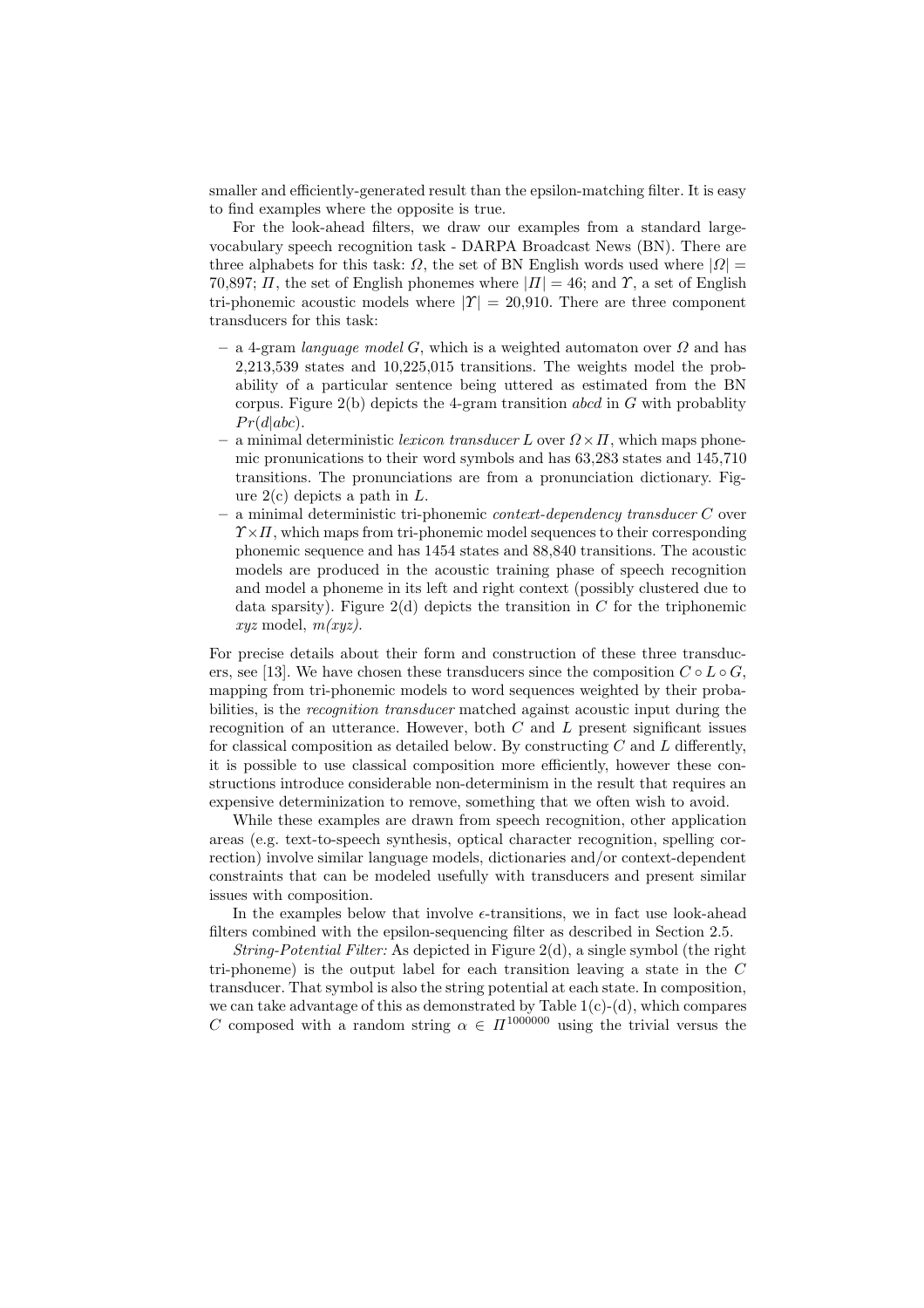smaller and efficiently-generated result than the epsilon-matching filter. It is easy to find examples where the opposite is true.

For the look-ahead filters, we draw our examples from a standard large-vocabulary speech recognition task - DARPA Broadcast News (BN). There are three alphabets for this task: $\Omega$, the set of BN English words used where $|\Omega| = 70{,}897$; $\Pi$, the set of English phonemes where $|\Pi| = 46$; and $\Upsilon$, a set of English tri-phonemic acoustic models where $|\Upsilon| = 20{,}910$. There are three component transducers for this task:

- a 4-gram *language model* $G$, which is a weighted automaton over $\Omega$ and has 2,213,539 states and 10,225,015 transitions. The weights model the probability of a particular sentence being uttered as estimated from the BN corpus. Figure 2(b) depicts the 4-gram transition *abcd* in $G$ with probablity $Pr(d|abc)$.
- a minimal deterministic *lexicon transducer* $L$ over $\Omega \times \Pi$, which maps phonemic pronunications to their word symbols and has 63,283 states and 145,710 transitions. The pronunciations are from a pronunciation dictionary. Figure 2(c) depicts a path in $L$.
- a minimal deterministic tri-phonemic *context-dependency transducer* $C$ over $\Upsilon \times \Pi$, which maps from tri-phonemic model sequences to their corresponding phonemic sequence and has 1454 states and 88,840 transitions. The acoustic models are produced in the acoustic training phase of speech recognition and model a phoneme in its left and right context (possibly clustered due to data sparsity). Figure 2(d) depicts the transition in $C$ for the triphonemic *xyz* model, *m(xyz)*.

For precise details about their form and construction of these three transducers, see [13]. We have chosen these transducers since the composition $C \circ L \circ G$, mapping from tri-phonemic models to word sequences weighted by their probabilities, is the *recognition transducer* matched against acoustic input during the recognition of an utterance. However, both $C$ and $L$ present significant issues for classical composition as detailed below. By constructing $C$ and $L$ differently, it is possible to use classical composition more efficiently, however these constructions introduce considerable non-determinism in the result that requires an expensive determinization to remove, something that we often wish to avoid.

While these examples are drawn from speech recognition, other application areas (e.g. text-to-speech synthesis, optical character recognition, spelling correction) involve similar language models, dictionaries and/or context-dependent constraints that can be modeled usefully with transducers and present similar issues with composition.

In the examples below that involve $\epsilon$-transitions, we in fact use look-ahead filters combined with the epsilon-sequencing filter as described in Section 2.5.

*String-Potential Filter:* As depicted in Figure 2(d), a single symbol (the right tri-phoneme) is the output label for each transition leaving a state in the $C$ transducer. That symbol is also the string potential at each state. In composition, we can take advantage of this as demonstrated by Table 1(c)-(d), which compares $C$ composed with a random string $\alpha \in \Pi^{1000000}$ using the trivial versus the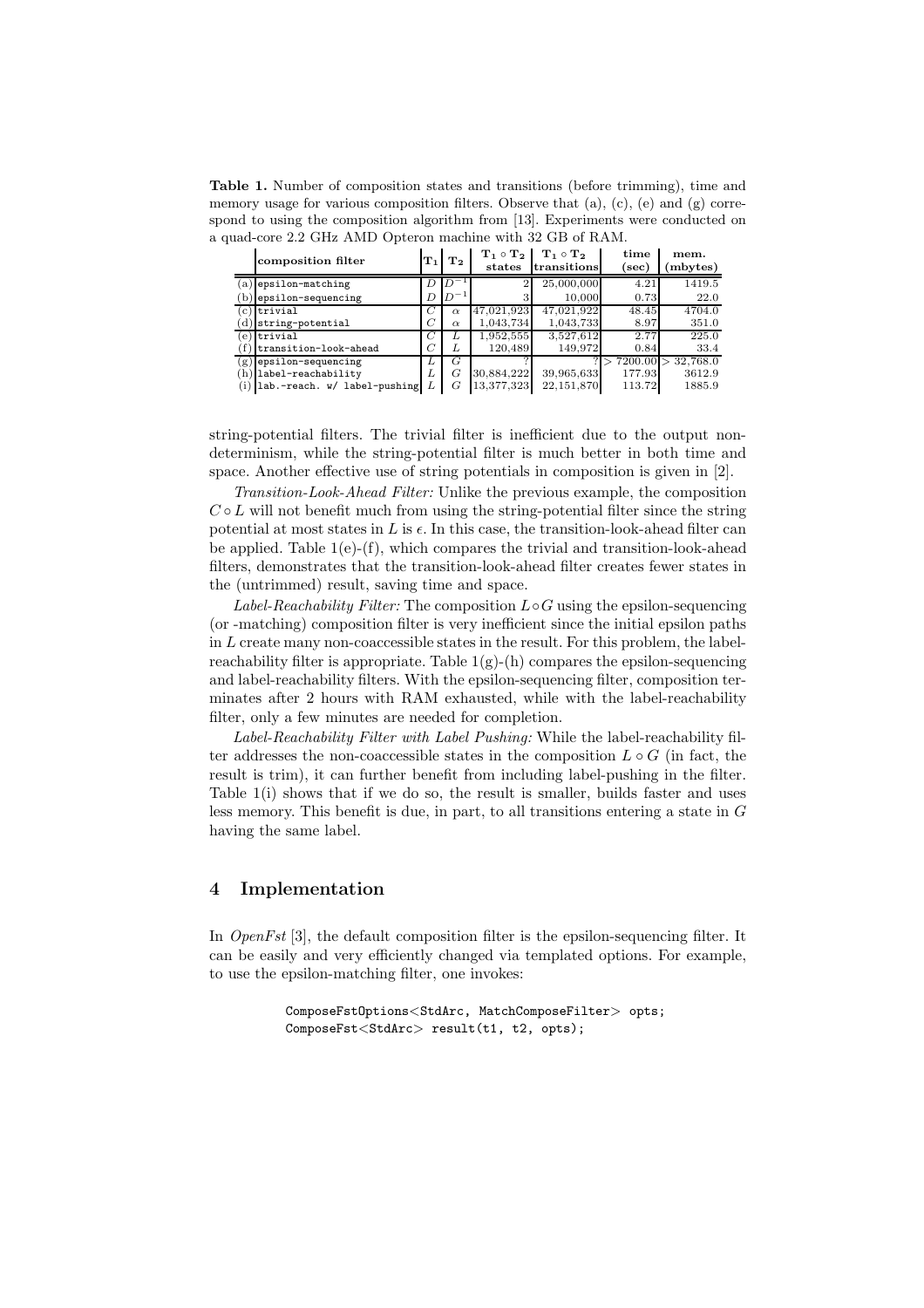**Table 1.** Number of composition states and transitions (before trimming), time and memory usage for various composition filters. Observe that (a), (c), (e) and (g) correspond to using the composition algorithm from [13]. Experiments were conducted on a quad-core 2.2 GHz AMD Opteron machine with 32 GB of RAM.

| | composition filter | $\mathbf{T_1}$ | $\mathbf{T_2}$ | $\mathbf{T_1 \circ T_2}$ states | $\mathbf{T_1 \circ T_2}$ transitions | time (sec) | mem. (mbytes) |
|---|---|---|---|---|---|---|---|
| (a) | `epsilon-matching` | $D$ | $D^{-1}$ | 2 | 25,000,000 | 4.21 | 1419.5 |
| (b) | `epsilon-sequencing` | $D$ | $D^{-1}$ | 3 | 10,000 | 0.73 | 22.0 |
| (c) | `trivial` | $C$ | $\alpha$ | 47,021,923 | 47,021,922 | 48.45 | 4704.0 |
| (d) | `string-potential` | $C$ | $\alpha$ | 1,043,734 | 1,043,733 | 8.97 | 351.0 |
| (e) | `trivial` | $C$ | $L$ | 1,952,555 | 3,527,612 | 2.77 | 225.0 |
| (f) | `transition-look-ahead` | $C$ | $L$ | 120,489 | 149,972 | 0.84 | 33.4 |
| (g) | `epsilon-sequencing` | $L$ | $G$ | ? | ? | > 7200.00 | > 32,768.0 |
| (h) | `label-reachability` | $L$ | $G$ | 30,884,222 | 39,965,633 | 177.93 | 3612.9 |
| (i) | `lab.-reach. w/ label-pushing` | $L$ | $G$ | 13,377,323 | 22,151,870 | 113.72 | 1885.9 |

string-potential filters. The trivial filter is inefficient due to the output non-determinism, while the string-potential filter is much better in both time and space. Another effective use of string potentials in composition is given in [2].

*Transition-Look-Ahead Filter:* Unlike the previous example, the composition $C \circ L$ will not benefit much from using the string-potential filter since the string potential at most states in $L$ is $\epsilon$. In this case, the transition-look-ahead filter can be applied. Table 1(e)-(f), which compares the trivial and transition-look-ahead filters, demonstrates that the transition-look-ahead filter creates fewer states in the (untrimmed) result, saving time and space.

*Label-Reachability Filter:* The composition $L \circ G$ using the epsilon-sequencing (or -matching) composition filter is very inefficient since the initial epsilon paths in $L$ create many non-coaccessible states in the result. For this problem, the label-reachability filter is appropriate. Table 1(g)-(h) compares the epsilon-sequencing and label-reachability filters. With the epsilon-sequencing filter, composition terminates after 2 hours with RAM exhausted, while with the label-reachability filter, only a few minutes are needed for completion.

*Label-Reachability Filter with Label Pushing:* While the label-reachability filter addresses the non-coaccessible states in the composition $L \circ G$ (in fact, the result is trim), it can further benefit from including label-pushing in the filter. Table 1(i) shows that if we do so, the result is smaller, builds faster and uses less memory. This benefit is due, in part, to all transitions entering a state in $G$ having the same label.

## 4 Implementation

In *OpenFst* [3], the default composition filter is the epsilon-sequencing filter. It can be easily and very efficiently changed via templated options. For example, to use the epsilon-matching filter, one invokes:

```
ComposeFstOptions<StdArc, MatchComposeFilter> opts;
ComposeFst<StdArc> result(t1, t2, opts);
```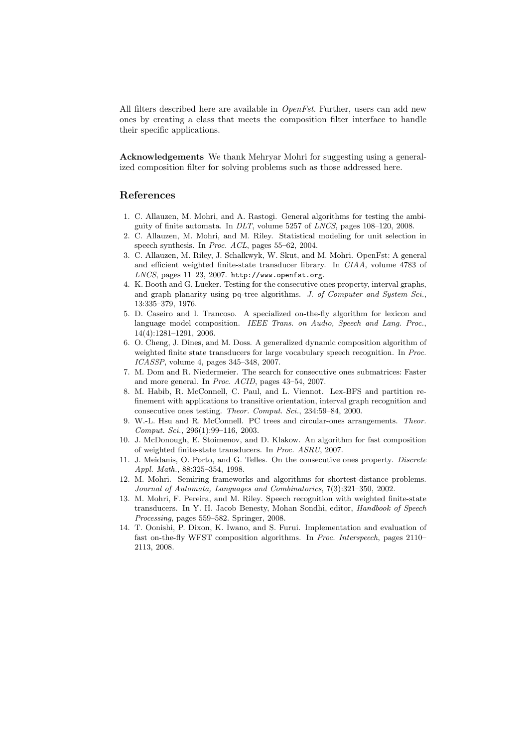All filters described here are available in *OpenFst*. Further, users can add new ones by creating a class that meets the composition filter interface to handle their specific applications.

**Acknowledgements** We thank Mehryar Mohri for suggesting using a generalized composition filter for solving problems such as those addressed here.

## References

1. C. Allauzen, M. Mohri, and A. Rastogi. General algorithms for testing the ambiguity of finite automata. In *DLT*, volume 5257 of *LNCS*, pages 108–120, 2008.
2. C. Allauzen, M. Mohri, and M. Riley. Statistical modeling for unit selection in speech synthesis. In *Proc. ACL*, pages 55–62, 2004.
3. C. Allauzen, M. Riley, J. Schalkwyk, W. Skut, and M. Mohri. OpenFst: A general and efficient weighted finite-state transducer library. In *CIAA*, volume 4783 of *LNCS*, pages 11–23, 2007. `http://www.openfst.org`.
4. K. Booth and G. Lueker. Testing for the consecutive ones property, interval graphs, and graph planarity using pq-tree algorithms. *J. of Computer and System Sci.*, 13:335–379, 1976.
5. D. Caseiro and I. Trancoso. A specialized on-the-fly algorithm for lexicon and language model composition. *IEEE Trans. on Audio, Speech and Lang. Proc.*, 14(4):1281–1291, 2006.
6. O. Cheng, J. Dines, and M. Doss. A generalized dynamic composition algorithm of weighted finite state transducers for large vocabulary speech recognition. In *Proc. ICASSP*, volume 4, pages 345–348, 2007.
7. M. Dom and R. Niedermeier. The search for consecutive ones submatrices: Faster and more general. In *Proc. ACID*, pages 43–54, 2007.
8. M. Habib, R. McConnell, C. Paul, and L. Viennot. Lex-BFS and partition refinement with applications to transitive orientation, interval graph recognition and consecutive ones testing. *Theor. Comput. Sci.*, 234:59–84, 2000.
9. W.-L. Hsu and R. McConnell. PC trees and circular-ones arrangements. *Theor. Comput. Sci.*, 296(1):99–116, 2003.
10. J. McDonough, E. Stoimenov, and D. Klakow. An algorithm for fast composition of weighted finite-state transducers. In *Proc. ASRU*, 2007.
11. J. Meidanis, O. Porto, and G. Telles. On the consecutive ones property. *Discrete Appl. Math.*, 88:325–354, 1998.
12. M. Mohri. Semiring frameworks and algorithms for shortest-distance problems. *Journal of Automata, Languages and Combinatorics*, 7(3):321–350, 2002.
13. M. Mohri, F. Pereira, and M. Riley. Speech recognition with weighted finite-state transducers. In Y. H. Jacob Benesty, Mohan Sondhi, editor, *Handbook of Speech Processing*, pages 559–582. Springer, 2008.
14. T. Oonishi, P. Dixon, K. Iwano, and S. Furui. Implementation and evaluation of fast on-the-fly WFST composition algorithms. In *Proc. Interspeech*, pages 2110–2113, 2008.